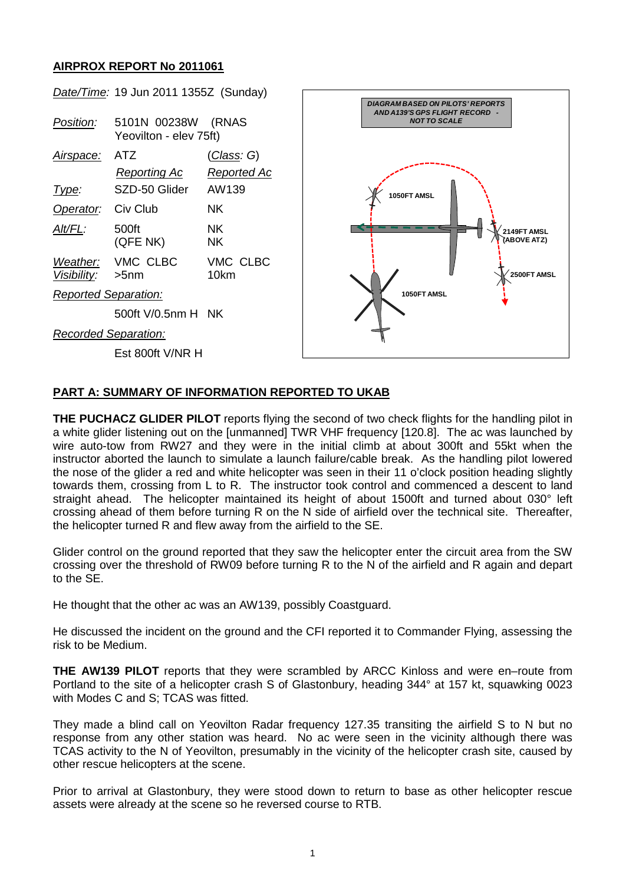## AIRPROX REPORT No 2011061

| | | |
|---|---|---|
| *Date/Time*: | 19 Jun 2011 1355Z (Sunday) | |
| *Position*: | 5101N 00238W (RNAS Yeovilton - elev 75ft) | |
| *Airspace*: | ATZ | (*Class*: G) |
| | *Reporting Ac* | *Reported Ac* |
| *Type*: | SZD-50 Glider | AW139 |
| *Operator*: | Civ Club | NK |
| *Alt/FL*: | 500ft (QFE NK) | NK NK |
| *Weather*: | VMC CLBC | VMC CLBC |
| *Visibility*: | >5nm | 10km |
| *Reported Separation*: | | |
| | 500ft V/0.5nm H | NK |
| *Recorded Separation*: | | |
| | Est 800ft V/NR H | |

DIAGRAM BASED ON PILOTS' REPORTS AND A139'S GPS FLIGHT RECORD - NOT TO SCALE

1050FT AMSL

2149FT AMSL (ABOVE ATZ)

2500FT AMSL

1050FT AMSL

## PART A: SUMMARY OF INFORMATION REPORTED TO UKAB

**THE PUCHACZ GLIDER PILOT** reports flying the second of two check flights for the handling pilot in a white glider listening out on the [unmanned] TWR VHF frequency [120.8]. The ac was launched by wire auto-tow from RW27 and they were in the initial climb at about 300ft and 55kt when the instructor aborted the launch to simulate a launch failure/cable break. As the handling pilot lowered the nose of the glider a red and white helicopter was seen in their 11 o'clock position heading slightly towards them, crossing from L to R. The instructor took control and commenced a descent to land straight ahead. The helicopter maintained its height of about 1500ft and turned about 030° left crossing ahead of them before turning R on the N side of airfield over the technical site. Thereafter, the helicopter turned R and flew away from the airfield to the SE.

Glider control on the ground reported that they saw the helicopter enter the circuit area from the SW crossing over the threshold of RW09 before turning R to the N of the airfield and R again and depart to the SE.

He thought that the other ac was an AW139, possibly Coastguard.

He discussed the incident on the ground and the CFI reported it to Commander Flying, assessing the risk to be Medium.

**THE AW139 PILOT** reports that they were scrambled by ARCC Kinloss and were en–route from Portland to the site of a helicopter crash S of Glastonbury, heading 344° at 157 kt, squawking 0023 with Modes C and S; TCAS was fitted.

They made a blind call on Yeovilton Radar frequency 127.35 transiting the airfield S to N but no response from any other station was heard. No ac were seen in the vicinity although there was TCAS activity to the N of Yeovilton, presumably in the vicinity of the helicopter crash site, caused by other rescue helicopters at the scene.

Prior to arrival at Glastonbury, they were stood down to return to base as other helicopter rescue assets were already at the scene so he reversed course to RTB.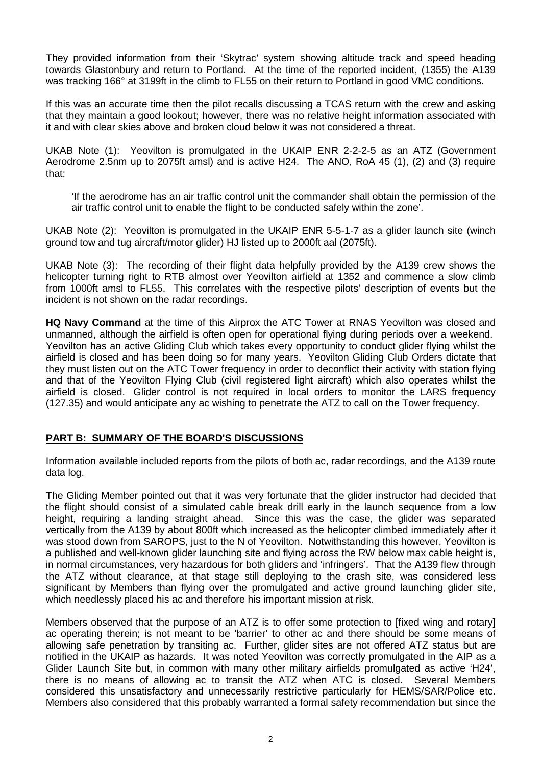They provided information from their 'Skytrac' system showing altitude track and speed heading towards Glastonbury and return to Portland. At the time of the reported incident, (1355) the A139 was tracking 166° at 3199ft in the climb to FL55 on their return to Portland in good VMC conditions.

If this was an accurate time then the pilot recalls discussing a TCAS return with the crew and asking that they maintain a good lookout; however, there was no relative height information associated with it and with clear skies above and broken cloud below it was not considered a threat.

UKAB Note (1): Yeovilton is promulgated in the UKAIP ENR 2-2-2-5 as an ATZ (Government Aerodrome 2.5nm up to 2075ft amsl) and is active H24. The ANO, RoA 45 (1), (2) and (3) require that:

> 'If the aerodrome has an air traffic control unit the commander shall obtain the permission of the air traffic control unit to enable the flight to be conducted safely within the zone'.

UKAB Note (2): Yeovilton is promulgated in the UKAIP ENR 5-5-1-7 as a glider launch site (winch ground tow and tug aircraft/motor glider) HJ listed up to 2000ft aal (2075ft).

UKAB Note (3): The recording of their flight data helpfully provided by the A139 crew shows the helicopter turning right to RTB almost over Yeovilton airfield at 1352 and commence a slow climb from 1000ft amsl to FL55. This correlates with the respective pilots' description of events but the incident is not shown on the radar recordings.

**HQ Navy Command** at the time of this Airprox the ATC Tower at RNAS Yeovilton was closed and unmanned, although the airfield is often open for operational flying during periods over a weekend. Yeovilton has an active Gliding Club which takes every opportunity to conduct glider flying whilst the airfield is closed and has been doing so for many years. Yeovilton Gliding Club Orders dictate that they must listen out on the ATC Tower frequency in order to deconflict their activity with station flying and that of the Yeovilton Flying Club (civil registered light aircraft) which also operates whilst the airfield is closed. Glider control is not required in local orders to monitor the LARS frequency (127.35) and would anticipate any ac wishing to penetrate the ATZ to call on the Tower frequency.

## PART B: SUMMARY OF THE BOARD'S DISCUSSIONS

Information available included reports from the pilots of both ac, radar recordings, and the A139 route data log.

The Gliding Member pointed out that it was very fortunate that the glider instructor had decided that the flight should consist of a simulated cable break drill early in the launch sequence from a low height, requiring a landing straight ahead. Since this was the case, the glider was separated vertically from the A139 by about 800ft which increased as the helicopter climbed immediately after it was stood down from SAROPS, just to the N of Yeovilton. Notwithstanding this however, Yeovilton is a published and well-known glider launching site and flying across the RW below max cable height is, in normal circumstances, very hazardous for both gliders and 'infringers'. That the A139 flew through the ATZ without clearance, at that stage still deploying to the crash site, was considered less significant by Members than flying over the promulgated and active ground launching glider site, which needlessly placed his ac and therefore his important mission at risk.

Members observed that the purpose of an ATZ is to offer some protection to [fixed wing and rotary] ac operating therein; is not meant to be 'barrier' to other ac and there should be some means of allowing safe penetration by transiting ac. Further, glider sites are not offered ATZ status but are notified in the UKAIP as hazards. It was noted Yeovilton was correctly promulgated in the AIP as a Glider Launch Site but, in common with many other military airfields promulgated as active 'H24', there is no means of allowing ac to transit the ATZ when ATC is closed. Several Members considered this unsatisfactory and unnecessarily restrictive particularly for HEMS/SAR/Police etc. Members also considered that this probably warranted a formal safety recommendation but since the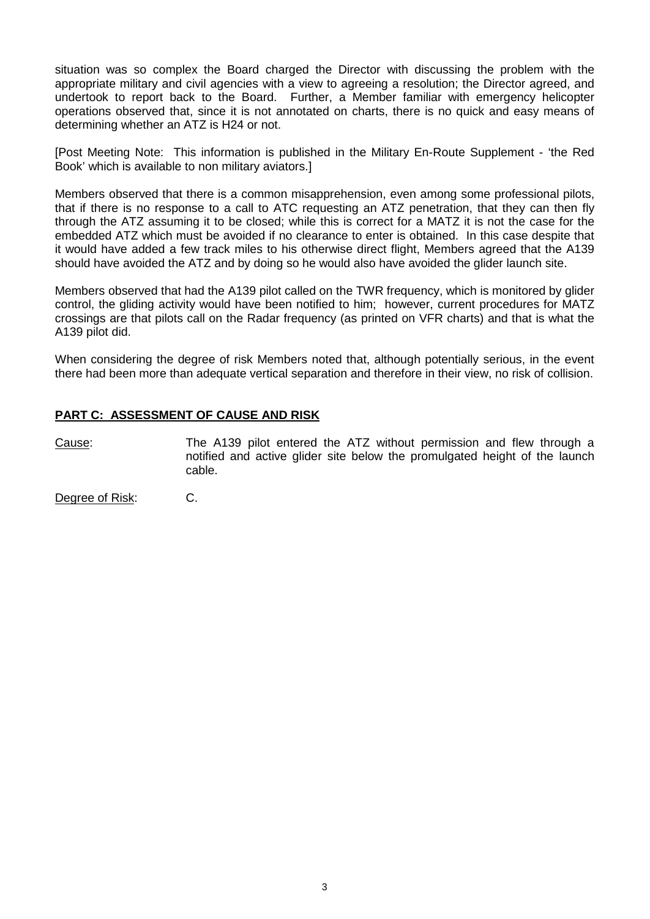situation was so complex the Board charged the Director with discussing the problem with the appropriate military and civil agencies with a view to agreeing a resolution; the Director agreed, and undertook to report back to the Board. Further, a Member familiar with emergency helicopter operations observed that, since it is not annotated on charts, there is no quick and easy means of determining whether an ATZ is H24 or not.

[Post Meeting Note: This information is published in the Military En-Route Supplement - 'the Red Book' which is available to non military aviators.]

Members observed that there is a common misapprehension, even among some professional pilots, that if there is no response to a call to ATC requesting an ATZ penetration, that they can then fly through the ATZ assuming it to be closed; while this is correct for a MATZ it is not the case for the embedded ATZ which must be avoided if no clearance to enter is obtained. In this case despite that it would have added a few track miles to his otherwise direct flight, Members agreed that the A139 should have avoided the ATZ and by doing so he would also have avoided the glider launch site.

Members observed that had the A139 pilot called on the TWR frequency, which is monitored by glider control, the gliding activity would have been notified to him; however, current procedures for MATZ crossings are that pilots call on the Radar frequency (as printed on VFR charts) and that is what the A139 pilot did.

When considering the degree of risk Members noted that, although potentially serious, in the event there had been more than adequate vertical separation and therefore in their view, no risk of collision.

## PART C: ASSESSMENT OF CAUSE AND RISK

Cause: The A139 pilot entered the ATZ without permission and flew through a notified and active glider site below the promulgated height of the launch cable.

Degree of Risk: C.